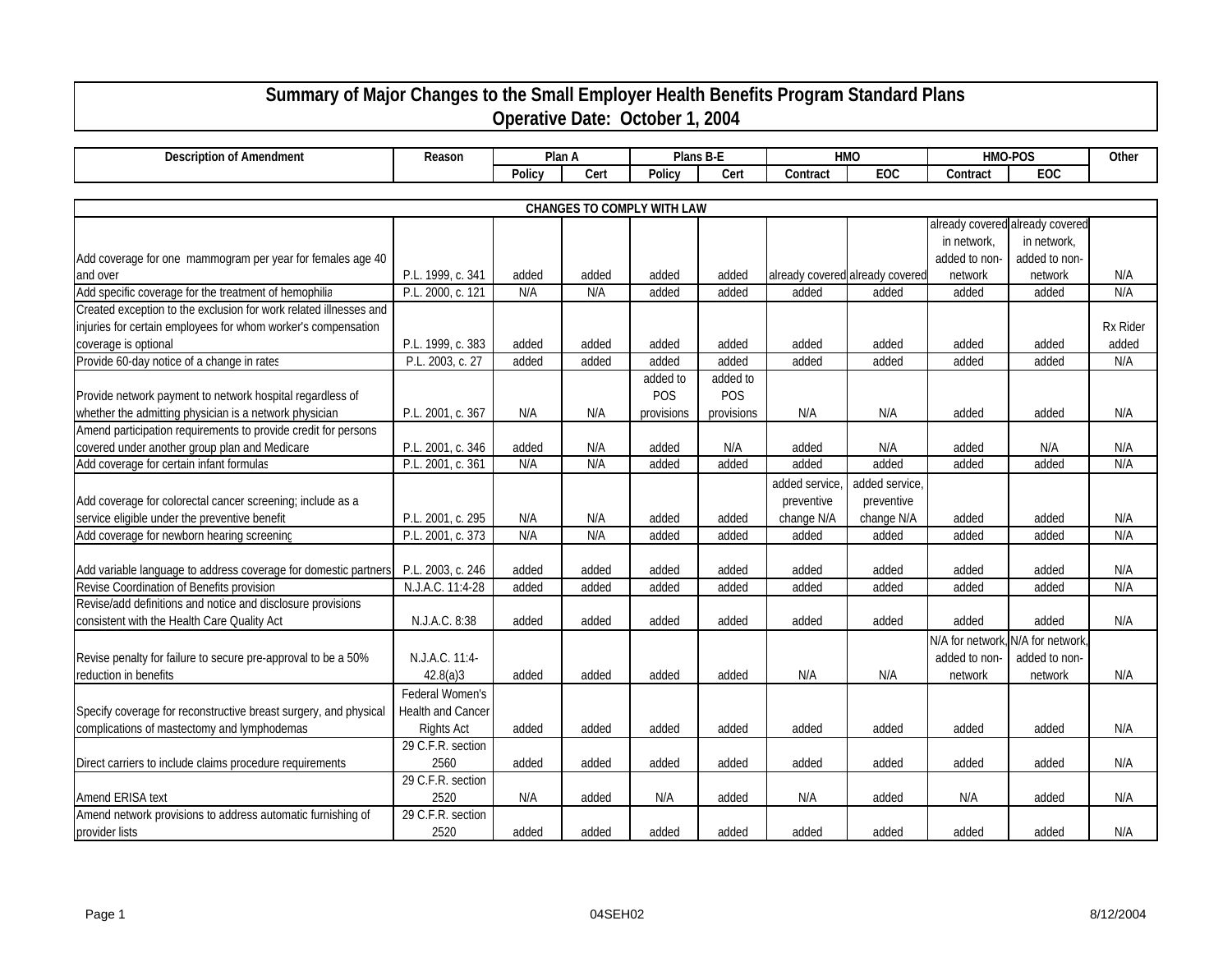# Summary of Major Changes to the Small Employer Health Benefits Program Standard Plans

## Operative Date: October 1, 2004

| Description of Amendment | Reason | Plan A | | Plans B-E | | HMO | | HMO-POS | | Other |
|---|---|---|---|---|---|---|---|---|---|---|
| | | Policy | Cert | Policy | Cert | Contract | EOC | Contract | EOC | |
| **CHANGES TO COMPLY WITH LAW** | | | | | | | | | | |
| Add coverage for one mammogram per year for females age 40 and over | P.L. 1999, c. 341 | added | added | added | added | already covered | already covered | already covered in network, added to non-network | already covered in network, added to non-network | N/A |
| Add specific coverage for the treatment of hemophilia | P.L. 2000, c. 121 | N/A | N/A | added | added | added | added | added | added | N/A |
| Created exception to the exclusion for work related illnesses and injuries for certain employees for whom worker's compensation coverage is optional | P.L. 1999, c. 383 | added | added | added | added | added | added | added | added | Rx Rider added |
| Provide 60-day notice of a change in rates | P.L. 2003, c. 27 | added | added | added | added | added | added | added | added | N/A |
| Provide network payment to network hospital regardless of whether the admitting physician is a network physician | P.L. 2001, c. 367 | N/A | N/A | added to POS provisions | added to POS provisions | N/A | N/A | added | added | N/A |
| Amend participation requirements to provide credit for persons covered under another group plan and Medicare | P.L. 2001, c. 346 | added | N/A | added | N/A | added | N/A | added | N/A | N/A |
| Add coverage for certain infant formulas | P.L. 2001, c. 361 | N/A | N/A | added | added | added | added | added | added | N/A |
| Add coverage for colorectal cancer screening; include as a service eligible under the preventive benefit | P.L. 2001, c. 295 | N/A | N/A | added | added | added service, preventive change N/A | added service, preventive change N/A | added | added | N/A |
| Add coverage for newborn hearing screening | P.L. 2001, c. 373 | N/A | N/A | added | added | added | added | added | added | N/A |
| Add variable language to address coverage for domestic partners | P.L. 2003, c. 246 | added | added | added | added | added | added | added | added | N/A |
| Revise Coordination of Benefits provision | N.J.A.C. 11:4-28 | added | added | added | added | added | added | added | added | N/A |
| Revise/add definitions and notice and disclosure provisions consistent with the Health Care Quality Act | N.J.A.C. 8:38 | added | added | added | added | added | added | added | added | N/A |
| Revise penalty for failure to secure pre-approval to be a 50% reduction in benefits | N.J.A.C. 11:4-42.8(a)3 | added | added | added | added | N/A | N/A | N/A for network, added to non-network | N/A for network, added to non-network | N/A |
| Specify coverage for reconstructive breast surgery, and physical complications of mastectomy and lymphodemas | Federal Women's Health and Cancer Rights Act | added | added | added | added | added | added | added | added | N/A |
| Direct carriers to include claims procedure requirements | 29 C.F.R. section 2560 | added | added | added | added | added | added | added | added | N/A |
| Amend ERISA text | 29 C.F.R. section 2520 | N/A | added | N/A | added | N/A | added | N/A | added | N/A |
| Amend network provisions to address automatic furnishing of provider lists | 29 C.F.R. section 2520 | added | added | added | added | added | added | added | added | N/A |

04SEH02 8/12/2004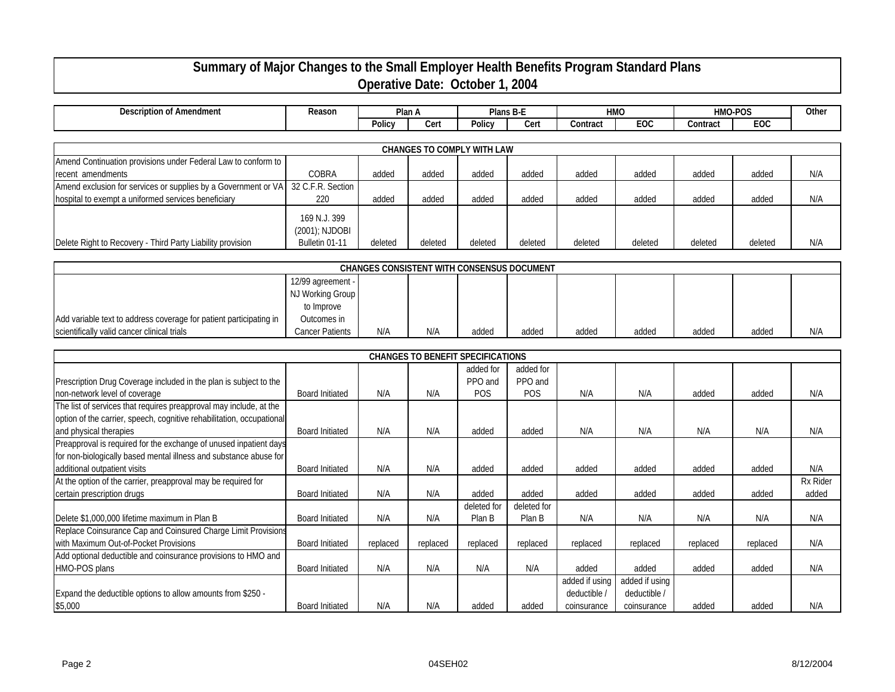# Summary of Major Changes to the Small Employer Health Benefits Program Standard Plans
## Operative Date: October 1, 2004

| Description of Amendment | Reason | Plan A | | Plans B-E | | HMO | | HMO-POS | | Other |
|---|---|---|---|---|---|---|---|---|---|---|
| | | Policy | Cert | Policy | Cert | Contract | EOC | Contract | EOC | |
| **CHANGES TO COMPLY WITH LAW** | | | | | | | | | | |
| Amend Continuation provisions under Federal Law to conform to recent amendments | COBRA | added | added | added | added | added | added | added | added | N/A |
| Amend exclusion for services or supplies by a Government or VA hospital to exempt a uniformed services beneficiary | 32 C.F.R. Section 220 | added | added | added | added | added | added | added | added | N/A |
| Delete Right to Recovery - Third Party Liability provision | 169 N.J. 399 (2001); NJDOBI Bulletin 01-11 | deleted | deleted | deleted | deleted | deleted | deleted | deleted | deleted | N/A |
| **CHANGES CONSISTENT WITH CONSENSUS DOCUMENT** | | | | | | | | | | |
| Add variable text to address coverage for patient participating in scientifically valid cancer clinical trials | 12/99 agreement - NJ Working Group to Improve Outcomes in Cancer Patients | N/A | N/A | added | added | added | added | added | added | N/A |
| **CHANGES TO BENEFIT SPECIFICATIONS** | | | | | | | | | | |
| Prescription Drug Coverage included in the plan is subject to the non-network level of coverage | Board Initiated | N/A | N/A | added for PPO and POS | added for PPO and POS | N/A | N/A | added | added | N/A |
| The list of services that requires preapproval may include, at the option of the carrier, speech, cognitive rehabilitation, occupational and physical therapies | Board Initiated | N/A | N/A | added | added | N/A | N/A | N/A | N/A | N/A |
| Preapproval is required for the exchange of unused inpatient days for non-biologically based mental illness and substance abuse for additional outpatient visits | Board Initiated | N/A | N/A | added | added | added | added | added | added | N/A |
| At the option of the carrier, preapproval may be required for certain prescription drugs | Board Initiated | N/A | N/A | added | added | added | added | added | added | Rx Rider added |
| Delete $1,000,000 lifetime maximum in Plan B | Board Initiated | N/A | N/A | deleted for Plan B | deleted for Plan B | N/A | N/A | N/A | N/A | N/A |
| Replace Coinsurance Cap and Coinsured Charge Limit Provisions with Maximum Out-of-Pocket Provisions | Board Initiated | replaced | replaced | replaced | replaced | replaced | replaced | replaced | replaced | N/A |
| Add optional deductible and coinsurance provisions to HMO and HMO-POS plans | Board Initiated | N/A | N/A | N/A | N/A | added | added | added | added | N/A |
| Expand the deductible options to allow amounts from $250 - $5,000 | Board Initiated | N/A | N/A | added | added | added if using deductible / coinsurance | added if using deductible / coinsurance | added | added | N/A |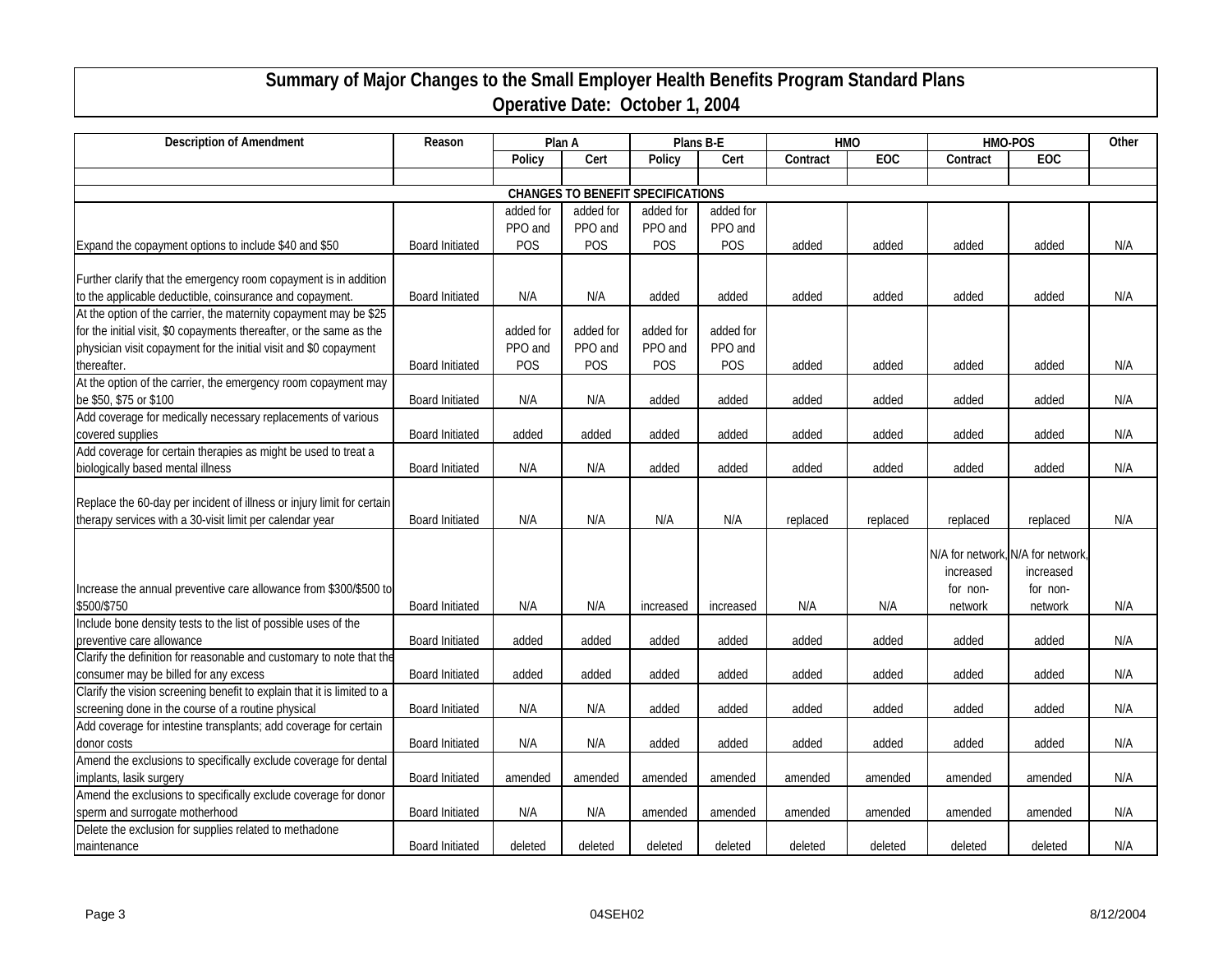# Summary of Major Changes to the Small Employer Health Benefits Program Standard Plans

## Operative Date: October 1, 2004

| Description of Amendment | Reason | Plan A | | Plans B-E | | HMO | | HMO-POS | | Other |
|---|---|---|---|---|---|---|---|---|---|---|
| | | Policy | Cert | Policy | Cert | Contract | EOC | Contract | EOC | |
| | | | | | | | | | | |
| **CHANGES TO BENEFIT SPECIFICATIONS** | | | | | | | | | | |
| Expand the copayment options to include $40 and $50 | Board Initiated | added for PPO and POS | added for PPO and POS | added for PPO and POS | added for PPO and POS | added | added | added | added | N/A |
| Further clarify that the emergency room copayment is in addition to the applicable deductible, coinsurance and copayment. | Board Initiated | N/A | N/A | added | added | added | added | added | added | N/A |
| At the option of the carrier, the maternity copayment may be $25 for the initial visit, $0 copayments thereafter, or the same as the physician visit copayment for the initial visit and $0 copayment thereafter. | Board Initiated | added for PPO and POS | added for PPO and POS | added for PPO and POS | added for PPO and POS | added | added | added | added | N/A |
| At the option of the carrier, the emergency room copayment may be $50, $75 or $100 | Board Initiated | N/A | N/A | added | added | added | added | added | added | N/A |
| Add coverage for medically necessary replacements of various covered supplies | Board Initiated | added | added | added | added | added | added | added | added | N/A |
| Add coverage for certain therapies as might be used to treat a biologically based mental illness | Board Initiated | N/A | N/A | added | added | added | added | added | added | N/A |
| Replace the 60-day per incident of illness or injury limit for certain therapy services with a 30-visit limit per calendar year | Board Initiated | N/A | N/A | N/A | N/A | replaced | replaced | replaced | replaced | N/A |
| Increase the annual preventive care allowance from $300/$500 to $500/$750 | Board Initiated | N/A | N/A | increased | increased | N/A | N/A | N/A for network, increased for non-network | N/A for network, increased for non-network | N/A |
| Include bone density tests to the list of possible uses of the preventive care allowance | Board Initiated | added | added | added | added | added | added | added | added | N/A |
| Clarify the definition for reasonable and customary to note that the consumer may be billed for any excess | Board Initiated | added | added | added | added | added | added | added | added | N/A |
| Clarify the vision screening benefit to explain that it is limited to a screening done in the course of a routine physical | Board Initiated | N/A | N/A | added | added | added | added | added | added | N/A |
| Add coverage for intestine transplants; add coverage for certain donor costs | Board Initiated | N/A | N/A | added | added | added | added | added | added | N/A |
| Amend the exclusions to specifically exclude coverage for dental implants, lasik surgery | Board Initiated | amended | amended | amended | amended | amended | amended | amended | amended | N/A |
| Amend the exclusions to specifically exclude coverage for donor sperm and surrogate motherhood | Board Initiated | N/A | N/A | amended | amended | amended | amended | amended | amended | N/A |
| Delete the exclusion for supplies related to methadone maintenance | Board Initiated | deleted | deleted | deleted | deleted | deleted | deleted | deleted | deleted | N/A |

04SEH02